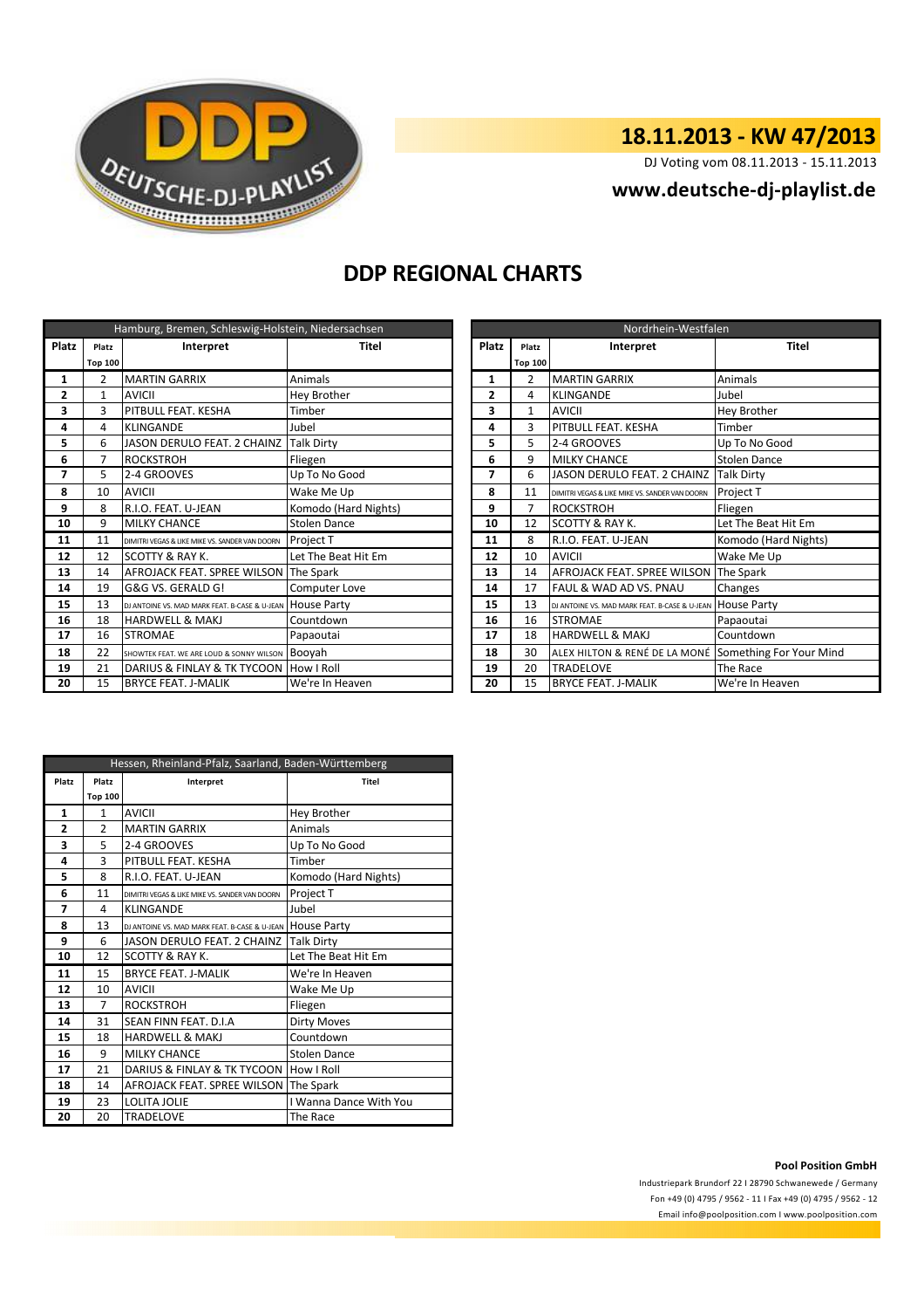DEUTSCHE-DJ-PLAYLIST

## 18.11.2013 - KW 47/2013

DJ Voting vom 08.11.2013 - 15.11.2013

**www.deutsche-dj-playlist.de**

# DDP REGIONAL CHARTS

| Hamburg, Bremen, Schleswig-Holstein, Niedersachsen | | | |
|---|---|---|---|
| Platz | Platz Top 100 | Interpret | Titel |
| 1 | 2 | MARTIN GARRIX | Animals |
| 2 | 1 | AVICII | Hey Brother |
| 3 | 3 | PITBULL FEAT. KESHA | Timber |
| 4 | 4 | KLINGANDE | Jubel |
| 5 | 6 | JASON DERULO FEAT. 2 CHAINZ | Talk Dirty |
| 6 | 7 | ROCKSTROH | Fliegen |
| 7 | 5 | 2-4 GROOVES | Up To No Good |
| 8 | 10 | AVICII | Wake Me Up |
| 9 | 8 | R.I.O. FEAT. U-JEAN | Komodo (Hard Nights) |
| 10 | 9 | MILKY CHANCE | Stolen Dance |
| 11 | 11 | DIMITRI VEGAS & LIKE MIKE VS. SANDER VAN DOORN | Project T |
| 12 | 12 | SCOTTY & RAY K. | Let The Beat Hit Em |
| 13 | 14 | AFROJACK FEAT. SPREE WILSON | The Spark |
| 14 | 19 | G&G VS. GERALD G! | Computer Love |
| 15 | 13 | DJ ANTOINE VS. MAD MARK FEAT. B-CASE & U-JEAN | House Party |
| 16 | 18 | HARDWELL & MAKJ | Countdown |
| 17 | 16 | STROMAE | Papaoutai |
| 18 | 22 | SHOWTEK FEAT. WE ARE LOUD & SONNY WILSON | Booyah |
| 19 | 21 | DARIUS & FINLAY & TK TYCOON | How I Roll |
| 20 | 15 | BRYCE FEAT. J-MALIK | We're In Heaven |

| Nordrhein-Westfalen | | | |
|---|---|---|---|
| Platz | Platz Top 100 | Interpret | Titel |
| 1 | 2 | MARTIN GARRIX | Animals |
| 2 | 4 | KLINGANDE | Jubel |
| 3 | 1 | AVICII | Hey Brother |
| 4 | 3 | PITBULL FEAT. KESHA | Timber |
| 5 | 5 | 2-4 GROOVES | Up To No Good |
| 6 | 9 | MILKY CHANCE | Stolen Dance |
| 7 | 6 | JASON DERULO FEAT. 2 CHAINZ | Talk Dirty |
| 8 | 11 | DIMITRI VEGAS & LIKE MIKE VS. SANDER VAN DOORN | Project T |
| 9 | 7 | ROCKSTROH | Fliegen |
| 10 | 12 | SCOTTY & RAY K. | Let The Beat Hit Em |
| 11 | 8 | R.I.O. FEAT. U-JEAN | Komodo (Hard Nights) |
| 12 | 10 | AVICII | Wake Me Up |
| 13 | 14 | AFROJACK FEAT. SPREE WILSON | The Spark |
| 14 | 17 | FAUL & WAD AD VS. PNAU | Changes |
| 15 | 13 | DJ ANTOINE VS. MAD MARK FEAT. B-CASE & U-JEAN | House Party |
| 16 | 16 | STROMAE | Papaoutai |
| 17 | 18 | HARDWELL & MAKJ | Countdown |
| 18 | 30 | ALEX HILTON & RENÉ DE LA MONÉ | Something For Your Mind |
| 19 | 20 | TRADELOVE | The Race |
| 20 | 15 | BRYCE FEAT. J-MALIK | We're In Heaven |

| Hessen, Rheinland-Pfalz, Saarland, Baden-Württemberg | | | |
|---|---|---|---|
| Platz | Platz Top 100 | Interpret | Titel |
| 1 | 1 | AVICII | Hey Brother |
| 2 | 2 | MARTIN GARRIX | Animals |
| 3 | 5 | 2-4 GROOVES | Up To No Good |
| 4 | 3 | PITBULL FEAT. KESHA | Timber |
| 5 | 8 | R.I.O. FEAT. U-JEAN | Komodo (Hard Nights) |
| 6 | 11 | DIMITRI VEGAS & LIKE MIKE VS. SANDER VAN DOORN | Project T |
| 7 | 4 | KLINGANDE | Jubel |
| 8 | 13 | DJ ANTOINE VS. MAD MARK FEAT. B-CASE & U-JEAN | House Party |
| 9 | 6 | JASON DERULO FEAT. 2 CHAINZ | Talk Dirty |
| 10 | 12 | SCOTTY & RAY K. | Let The Beat Hit Em |
| 11 | 15 | BRYCE FEAT. J-MALIK | We're In Heaven |
| 12 | 10 | AVICII | Wake Me Up |
| 13 | 7 | ROCKSTROH | Fliegen |
| 14 | 31 | SEAN FINN FEAT. D.I.A | Dirty Moves |
| 15 | 18 | HARDWELL & MAKJ | Countdown |
| 16 | 9 | MILKY CHANCE | Stolen Dance |
| 17 | 21 | DARIUS & FINLAY & TK TYCOON | How I Roll |
| 18 | 14 | AFROJACK FEAT. SPREE WILSON | The Spark |
| 19 | 23 | LOLITA JOLIE | I Wanna Dance With You |
| 20 | 20 | TRADELOVE | The Race |

**Pool Position GmbH**

Industriepark Brundorf 22 I 28790 Schwanewede / Germany

Fon +49 (0) 4795 / 9562 - 11 I Fax +49 (0) 4795 / 9562 - 12

Email info@poolposition.com I www.poolposition.com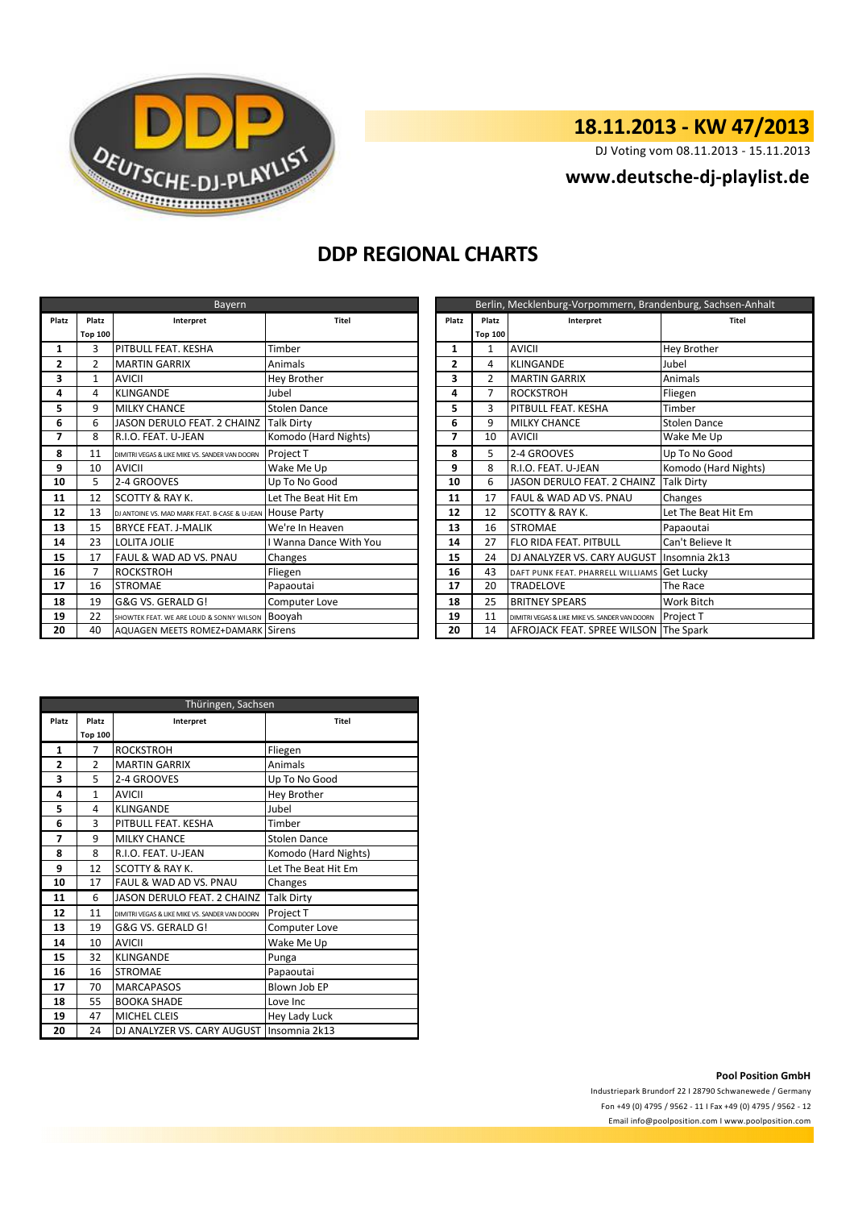# 18.11.2013 - KW 47/2013

DJ Voting vom 08.11.2013 - 15.11.2013

**www.deutsche-dj-playlist.de**

## DDP REGIONAL CHARTS

| Bayern | | | |
|---|---|---|---|
| **Platz** | **Platz Top 100** | **Interpret** | **Titel** |
| 1 | 3 | PITBULL FEAT. KESHA | Timber |
| 2 | 2 | MARTIN GARRIX | Animals |
| 3 | 1 | AVICII | Hey Brother |
| 4 | 4 | KLINGANDE | Jubel |
| 5 | 9 | MILKY CHANCE | Stolen Dance |
| 6 | 6 | JASON DERULO FEAT. 2 CHAINZ | Talk Dirty |
| 7 | 8 | R.I.O. FEAT. U-JEAN | Komodo (Hard Nights) |
| 8 | 11 | DIMITRI VEGAS & LIKE MIKE VS. SANDER VAN DOORN | Project T |
| 9 | 10 | AVICII | Wake Me Up |
| 10 | 5 | 2-4 GROOVES | Up To No Good |
| 11 | 12 | SCOTTY & RAY K. | Let The Beat Hit Em |
| 12 | 13 | DJ ANTOINE VS. MAD MARK FEAT. B-CASE & U-JEAN | House Party |
| 13 | 15 | BRYCE FEAT. J-MALIK | We're In Heaven |
| 14 | 23 | LOLITA JOLIE | I Wanna Dance With You |
| 15 | 17 | FAUL & WAD AD VS. PNAU | Changes |
| 16 | 7 | ROCKSTROH | Fliegen |
| 17 | 16 | STROMAE | Papaoutai |
| 18 | 19 | G&G VS. GERALD G! | Computer Love |
| 19 | 22 | SHOWTEK FEAT. WE ARE LOUD & SONNY WILSON | Booyah |
| 20 | 40 | AQUAGEN MEETS ROMEZ+DAMARK | Sirens |

| Berlin, Mecklenburg-Vorpommern, Brandenburg, Sachsen-Anhalt | | | |
|---|---|---|---|
| **Platz** | **Platz Top 100** | **Interpret** | **Titel** |
| 1 | 1 | AVICII | Hey Brother |
| 2 | 4 | KLINGANDE | Jubel |
| 3 | 2 | MARTIN GARRIX | Animals |
| 4 | 7 | ROCKSTROH | Fliegen |
| 5 | 3 | PITBULL FEAT. KESHA | Timber |
| 6 | 9 | MILKY CHANCE | Stolen Dance |
| 7 | 10 | AVICII | Wake Me Up |
| 8 | 5 | 2-4 GROOVES | Up To No Good |
| 9 | 8 | R.I.O. FEAT. U-JEAN | Komodo (Hard Nights) |
| 10 | 6 | JASON DERULO FEAT. 2 CHAINZ | Talk Dirty |
| 11 | 17 | FAUL & WAD AD VS. PNAU | Changes |
| 12 | 12 | SCOTTY & RAY K. | Let The Beat Hit Em |
| 13 | 16 | STROMAE | Papaoutai |
| 14 | 27 | FLO RIDA FEAT. PITBULL | Can't Believe It |
| 15 | 24 | DJ ANALYZER VS. CARY AUGUST | Insomnia 2k13 |
| 16 | 43 | DAFT PUNK FEAT. PHARRELL WILLIAMS | Get Lucky |
| 17 | 20 | TRADELOVE | The Race |
| 18 | 25 | BRITNEY SPEARS | Work Bitch |
| 19 | 11 | DIMITRI VEGAS & LIKE MIKE VS. SANDER VAN DOORN | Project T |
| 20 | 14 | AFROJACK FEAT. SPREE WILSON | The Spark |

| Thüringen, Sachsen | | | |
|---|---|---|---|
| **Platz** | **Platz Top 100** | **Interpret** | **Titel** |
| 1 | 7 | ROCKSTROH | Fliegen |
| 2 | 2 | MARTIN GARRIX | Animals |
| 3 | 5 | 2-4 GROOVES | Up To No Good |
| 4 | 1 | AVICII | Hey Brother |
| 5 | 4 | KLINGANDE | Jubel |
| 6 | 3 | PITBULL FEAT. KESHA | Timber |
| 7 | 9 | MILKY CHANCE | Stolen Dance |
| 8 | 8 | R.I.O. FEAT. U-JEAN | Komodo (Hard Nights) |
| 9 | 12 | SCOTTY & RAY K. | Let The Beat Hit Em |
| 10 | 17 | FAUL & WAD AD VS. PNAU | Changes |
| 11 | 6 | JASON DERULO FEAT. 2 CHAINZ | Talk Dirty |
| 12 | 11 | DIMITRI VEGAS & LIKE MIKE VS. SANDER VAN DOORN | Project T |
| 13 | 19 | G&G VS. GERALD G! | Computer Love |
| 14 | 10 | AVICII | Wake Me Up |
| 15 | 32 | KLINGANDE | Punga |
| 16 | 16 | STROMAE | Papaoutai |
| 17 | 70 | MARCAPASOS | Blown Job EP |
| 18 | 55 | BOOKA SHADE | Love Inc |
| 19 | 47 | MICHEL CLEIS | Hey Lady Luck |
| 20 | 24 | DJ ANALYZER VS. CARY AUGUST | Insomnia 2k13 |

**Pool Position GmbH**

Industriepark Brundorf 22 I 28790 Schwanewede / Germany

Fon +49 (0) 4795 / 9562 - 11 I Fax +49 (0) 4795 / 9562 - 12

Email info@poolposition.com I www.poolposition.com